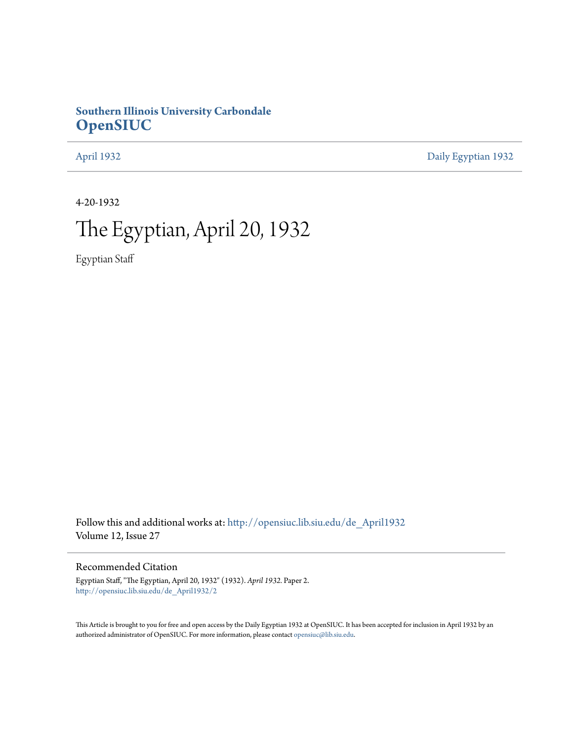**Southern Illinois University Carbondale**
**OpenSIUC**

April 1932 | Daily Egyptian 1932

4-20-1932

# The Egyptian, April 20, 1932

Egyptian Staff

Follow this and additional works at: http://opensiuc.lib.siu.edu/de_April1932
Volume 12, Issue 27

## Recommended Citation

Egyptian Staff, "The Egyptian, April 20, 1932" (1932). *April 1932.* Paper 2.
http://opensiuc.lib.siu.edu/de_April1932/2

This Article is brought to you for free and open access by the Daily Egyptian 1932 at OpenSIUC. It has been accepted for inclusion in April 1932 by an authorized administrator of OpenSIUC. For more information, please contact opensiuc@lib.siu.edu.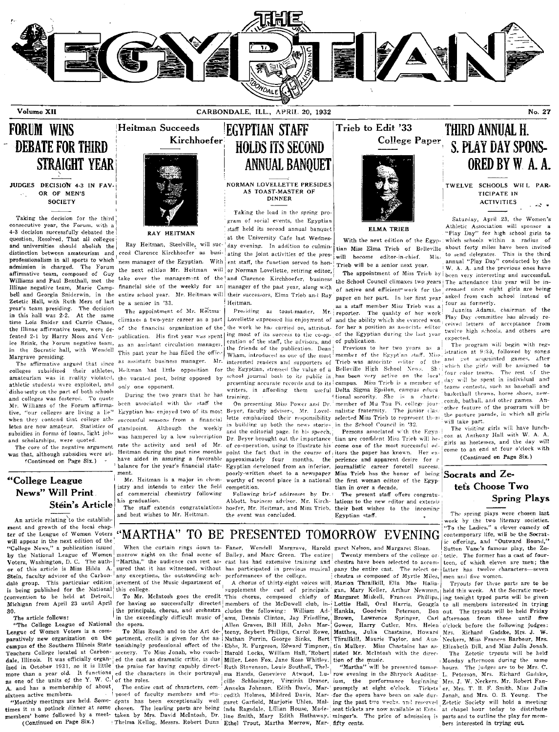# THE EGYPTIAN

Volume XII — CARBONDALE, ILL., APRIL 20, 1932 — No. 27

## FORUM WINS DEBATE FOR THIRD STRAIGHT YEAR

### JUDGES DECISION 4-3 IN FAVOR OF MEN'S SOCIETY

Taking the decision for the third consecutive year, the Forum, with a 4-3 decision successfully debated the question, Resolved, That all colleges and universities should abolish the distinction between amateurism and professionalism in all sports to which admission is charged. The Forum affirmative team, composed of Guy Williams and Paul Benthall, met the Illinae negative team, Marie Campbell and Georgia Sniderwin, in the Zetetic Hall, with Ruth Merz of last year's team presiding. The decision in this hall was 2-2. At the same time Lois Snider and Carrie Chase, the Illinae affirmative team, were defeated 2-1 by Harry Moss and Venice Brink, the Forum negative team, in the Socratic hall, with Wendell Margrave presiding.

The affirmative argued that since colleges subsidized their athletes, amateurism was in reality violated, athletic students were exploited, and dishonesty on the part of both schools and colleges was fostered. To quote Mr. Williams of the Forum affirmative, "our colleges are living a lie" when they contend that college athletes are now amateur. Statistics of subsidies in forms of loans, light jobs and scholarships, were quoted.

The core of the negative argument was that, although subsidies were ad-

(Continued on Page Six.)

## Heitman Succeeds Kirchhoefer

RAY HEITMAN

Ray Heitman, Steelville, will succeed Clarence Kirchhoefer as business manager of the Egyptian. With the next edition Mr. Heitman will take over the management of the financial side of the weekly for an entire school year. Mr. Heitman will be a senior in '33.

The appointment of Mr. Heitman climaxes a two-year career as a part of the financial organization of the publication. His first year was spent as an assistant circulation manager. This past year he has filled the office as assistant business manager. Mr. Heitman had little opposition for the vacated post, being opposed by only one opponent.

During the two years that he has been associated with the staff the Egyptian has enjoyed two of its most successful seasons from a financial standpoint. Although the weekly was hampered by a low subscription rate the activity and zeal of Mr. Heitman during the past nine months have aided in assuring a favorable balance for the year's financial statement.

Mr. Heitman is a major in chemistry and intends to enter the field of commercial chemistry following his graduation.

The staff extends congratulations and best wishes to Mr. Heitman.

## EGYPTIAN STAFF HOLDS ITS SECOND ANNUAL BANQUET

### NORMAN LOVELLETTE PRESIDES AS TOAST-MASTER OF DINNER

Taking the lead in the spring program of social events, the Egyptian staff held its second annual banquet at the University Cafe last Wednesday evening. In addition to culminating the joint activities of the present staff, the function served to honor Norman Lovellette, retiring editor, and Clarence Kirchhoefer, business manager of the past year, along with their successors, Elma Trieb and Ray Heitman.

Presiding as toast-master, Mr. Lovellette expressed his enjoyment of the work he has carried on, attributing most of its success to the co-operation of the staff, the advisors, and the friends of the publication. Dean Wham, introduced as one of the most interested readers and supporters of the Egyptian, stressed the value of a school journal both to its public in presenting accurate records and to its writers, in affording them useful training.

On presenting Miss Power and Dr. Beyer, faculty advisers, Mr. Lovellette emphasized their responsibility in building up both the news stories and the editorial page. In his speech, Dr. Beyer brought out the importance of co-operation, using to illustrate his point the fact that in the course of approximately four months, the Egyptian developed from an inferior, poorly-written sheet to a newspaper worthy of second place in a national competition.

Following brief addresses by Dr. Abbott, business advisor, Mr. Kirchhoefer, Mr. Heitman, and Miss Trieb, the event was concluded.

## Trieb to Edit '33 College Paper

ELMA TRIEB

With the next edition of the Egyptian Miss Elma Trieb of Belleville will become editor-in-chief. Miss Trieb will be a senior next year.

The appointment of Miss Trieb by the School Council climaxes two years of active and efficient work for the paper on her part. In her first year as a staff member Miss Trieb was a reporter. The quality of her work and the ability which she evinced won for her a position as associate editor of the Egyptian during the last year of publication.

Previous to her two years as a member of the Egyptian staff, Miss Trieb was associate editor of the Belleville High School News. She has been very active on the local campus. Miss Trieb is a member of Delta Sigma Epsilon, campus educational sorority. She is a charter member of Mu Tau Pi, college journalistic fraternity. The junior class selected Miss Trieb to represent them in the School Council in '32.

Persons associated with the Egyptian are confident Miss Trieb will become one of the most successful editors the paper has known. Her experience and apparent desire for a journalistic career foretell success. Miss Trieb has the honor of being the first woman editor of the Egyptian in over a decade.

The present staff offers congratulations to the new editor and extends their best wishes to the incoming Egyptian staff.

## THIRD ANNUAL H. S. PLAY DAY SPONSORED BY W. A. A.

### TWELVE SCHOOLS WILL PARTICIPATE IN ACTIVITIES

Saturday, April 23, the Women's Athletic Association will sponsor a "Play Day" for high school girls to which schools within a radius of about forty miles have been invited to send delegates. This is the third annual "Play Day" conducted by the W. A. A. and the previous ones have been very interesting and successful. The attendance this year will be increased since eight girls are being asked from each school instead of four as formerly.

Juanita Adams, chairman of the Play Day committee has already received letters of acceptance from twelve high schools, and others are expected.

The program will begin with registration at 9:30, followed by songs and get acquainted games, after which the girls will be assigned to four color teams. The rest of the day will be spent in individual and teams contests, such as baseball and basketball throws, horse shoes, newcomb, batball, and other games. Another feature of the program will be the posture parade, in which all girls will take part.

The visiting girls will have luncheon at Anthony Hall with W. A. A. girls as hostesses, and the day will come to an end at four o'clock with

(Continued on Page Six.)

## "College League News" Will Print Stein's Article

An article relating to the establishment and growth of the local chapter of the League of Women Voters will appear in the next edition of the "College News," a publication issued by the National League of Women Voters, Washington, D. C. The author of this article is Miss Hilda A. Stein, faculty advisor of the Carbondale group. This particular edition is being published for the National convention to be held at Detroit, Michigan from April 23 until April 30.

The article follows:

"The College League of National League of Women Voters is a comparatively new organization on the campus of the Southern Illinois State Teachers College located at Carbondale, Illinois. It was officially organized in October 1931, so it is little more than a year old. It functions as one of the units of the Y. W. C. A. and has a membership of about sixteen active members.

"Monthly meetings are held. Sometimes it is a potluck dinner at some members' home followed by a meet-

(Continued on Page Six.)

## "MARTHA" TO BE PRESENTED TOMORROW EVENING

When the curtain rings down tomorrow night on the final scene of "Martha," the audience can rest assured that it has witnessed, without any exceptions, the outstanding achievement of the Music department of this college.

To Mr. McIntosh goes the credit for having so successfully directed the principals, chorus, and orchestra in the exceedingly difficult music of the opera.

To Miss Roach and to the Art department, credit is given for the astonishingly professional effect of the scenery. To Miss Jonah, who coached the cast as dramatic critic, is due the praise for having capably directed the characters in their portrayal of the roles.

The entire cast of characters, composed of faculty members and students has been exceptionally well chosen. The leading parts are being taken by Mrs. David McIntosh, Dr. Thelma Kellog, Messrs. Robert Dunn Faner, Wendell Margrave, Harold Bailey, and Marc Green. The entire cast has had extensive training and has participated in previous musical performances of the college.

A chorus of thirty-eight voices will supplement the cast of principals. This chorus, composed chiefly of members of the McDowell club, includes the following: William Adams, Dennis Clinton, Jay Friedline, Allen Graves, Bill Hill, John Marteeny, Seybert Phillips, Carrol Rowe, Nathan Perrin, George Sinks, Bert Ebbs, R. Furgeson, Edward Timpner, Harold Locks, William Hall, Robert Miller, Leon Fox, Jane Rose Whitley, Ruth Stevenson, Louis Southall, Thelma Hands, Genevieve Atwood, Lucille Schlesinger, Virginia Draper, Anneka Johnson, Edith Davis, Marcedith Holmes, Mildred Davis, Margaret Garfield, Marjorie Uhles, Malinda Ragsdale, Lillian House, Madeline Smith, Mary Edith Hathaway, Ethel Trout, Martha Morrow, Margaret Nelson, and Margaret Sloan.

Twenty members of the college orchestra have been selected to accompany the entire cast. The select orchestra is composed of Myrtle Miles, Marion Thrailkill, Ella Mae Haliagan, Mary Keller, Arthur Newman, Margaret Miskell, Frances Phillips, Lottie Hall, Oral Harris, Georgia Hankla, Goodwin Peterson, Bon Brown, Lawrence Springer, Carl Gower, Harry Cutler, Mrs. Helen Matthes, Julia Chastaine, Howard Thrailkill, Maurie Taylor, and Austin Mulkey. Miss Chastaine has assisted Mr. McIntosh with the direction of the music.

"Martha" will be presented tomorrow evening in the Shryock Auditorium, the performance beginning promptly at eight o'clock. Tickets for the opera have been on sale during the past two weeks, and reserved seat tickets are now available at Entsminger's. The price of admission is fifty cents.

## Socrats and Zetets Choose Two Spring Plays

The spring plays were chosen last week by the two literary societies. "To the Ladies," a clever comedy of contemporary life, will be the Socratic offering, and "Outward Bound," Sutton Vane's famous play, the Zetetic. The former has a cast of fourteen, of which eleven are men; the latter has twelve characters—seven men and five women.

Tryouts for these parts are to be held this week. At the Socratic meeting tonight typed parts will be given to all members interested in trying out. The tryouts will be held Friday afternoon from three until five o'clock before the following judges: Mrs. Richard Gadske, Mrs. J. W. Neckers, Miss Frances Barbour, Mrs. Elizabeth Dill, and Miss Julia Jonah.

The Zetetic tryouts will be held Monday afternoon during the same hours. The judges are to be Mrs. C. L. Peterson, Mrs. Richard Gadske, Mrs. J. W. Neckers, Mr. Robert Faner, Mrs. T. B. F. Smith, Miss Julia Jonah, and Mrs. O. B. Young. The Zetetic Society will hold a meeting at chapel hour today to distribute parts and to outline the play for members interested in trying out.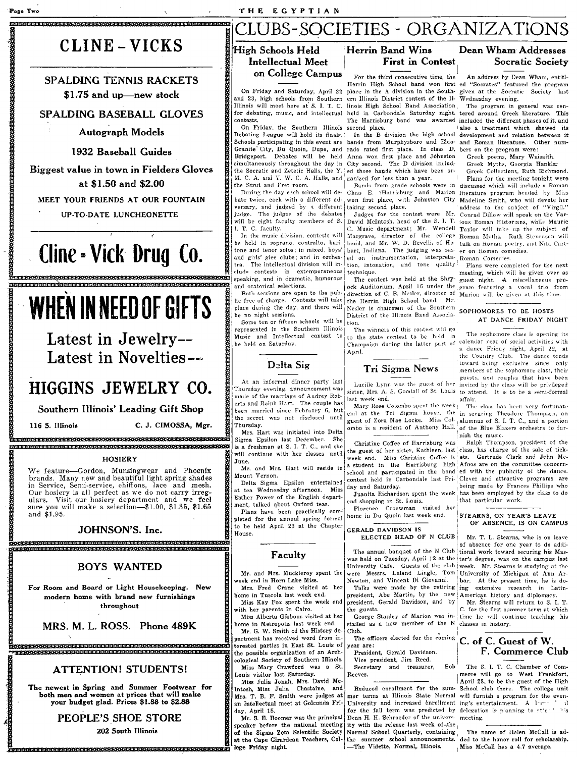# CLUBS-SOCIETIES - ORGANIZATIONS

## CLINE - VICKS

**SPALDING TENNIS RACKETS**
**$1.75 and up—new stock**

**SPALDING BASEBALL GLOVES**

**Autograph Models**

**1932 Baseball Guides**

**Biggest value in town in Fielders Gloves at $1.50 and $2.00**

**MEET YOUR FRIENDS AT OUR FOUNTAIN**

**UP-TO-DATE LUNCHEONETTE**

## Cline - Vick Drug Co.

---

## WHEN IN NEED OF GIFTS

**Latest in Jewelry--**
**Latest in Novelties--**

## HIGGINS JEWELRY CO.

**Southern Illinois' Leading Gift Shop**

116 S. Illinois — C. J. CIMOSSA, Mgr.

---

**HOSIERY**

We feature—Gordon, Munsingwear and Phoenix brands. Many new and beautiful light spring shades in Service, Semi-service, chiffons, lace and mesh. Our hosiery is all perfect as we do not carry irregulars. Visit our hosiery department and we feel sure you will make a selection—$1.00, $1.35, $1.65 and $1.95.

**JOHNSON'S, Inc.**

---

## BOYS WANTED

**For Room and Board or Light Housekeeping. New modern home with brand new furnishings throughout**

**MRS. M. L. ROSS. Phone 489K**

---

## ATTENTION! STUDENTS!

**The newest in Spring and Summer Footwear for both men and women at prices that will make your budget glad. Prices $1.88 to $2.88**

**PEOPLE'S SHOE STORE**

**202 South Illinois**

---

## High Schools Held Intellectual Meet on College Campus

On Friday and Saturday, April 22 and 23, high schools from Southern Illinois will meet here at S. I. T. C. for debating, music, and intellectual contests.

On Friday, the Southern Illinois Debating League will hold its finals. Schools participating in this event are Granite City, Du Quoin, Dupo, and Bridgeport. Debates will be held simultaneously throughout the day in the Socratic and Zetetic Halls, the Y. M. C. A. and Y. W. C. A. Halls, and the Strut and Fret room.

During the day each school will debate twice, each with a different adversary, and judged by a different judge. The judges of the debates will be eight faculty members of S. I. T. C. faculty.

In the music division, contests will be held in soprano, contralto, baritone and tenor solos; in mixed, boys' and girls' glee clubs; and in orchestra. The intellectual division will include contests in extemporaneous speaking, and in dramatic, humorous and oratorical selections.

Both sessions are open to the public free of charge. Contests will take place during the day, and there will be no night sessions.

Some ten or fifteen schools will be represented in the Southern Illinois Music and Intellectual contest to be held on Saturday.

## Delta Sig

At an informal dinner party last Thursday evening, announcement was made of the marriage of Audrey Roberts and Ralph Hart. The couple has been married since February 6, but the secret was not disclosed until Thursday.

Mrs. Hart was initiated into Delta Sigma Epsilon last December. She is a freshman at S. I. T. C., and she will continue with her classes until June.

Mr. and Mrs. Hart will reside in Mount Vernon.

Delta Sigma Epsilon entertained at tea Wednesday afternoon. Miss Esther Power of the English department, talked about Oxford teas.

Plans have been practically completed for the annual spring formal to be held April 23 at the Chapter House.

## Faculty

Mr. and Mrs. Muckleroy spent the week end in Horn Lake Miss.

Mrs. Fred Crane visited at her home in Tuscola last week end.

Miss Kay Fox spent the week end with her parents in Cairo.

Miss Alberta Gibbons visited at her home in Metropolis last week end.

Mr. G. W. Smith of the History department has received word from interested parties in East St. Louis of the possible organization of an Archeological Society of Southern Illinois.

Miss Mary Crawford was a St. Louis visitor last Saturday.

Miss Julia Jonah, Mrs. David McIntosh, Miss Julia Chastaine, and Mrs. T. B. F. Smith were judges at an Intellectual meet at Golconda Friday, April 15.

Mr. S. E. Boomer was the principal speaker before the national meeting of the Sigma Zeta Scientific Society at the Cape Girardeau Teachers, College Friday night.

## Herrin Band Wins First in Contest

For the third consecutive time, the Herrin High School band won first place in the A division in the Southern Illinois District contest of the Illinois High School Band Association held in Carbondale Saturday night. The Harrisburg band was awarded second place.

In the B division the high school bands from Murphysboro and Eldorado rated first place. In class D, Anna won first place and Johnston City second. The D division included those bands which have been organized for less than a year.

Bands from grade schools were in Class E. Harrisburg and Marion won first place, with Johnston City taking second place.

Judges for the contest were Mr. David McIntosh, head of the S. I. T. C. Music department; Mr. Wendell Margrave, director of the college band, and Mr. W. D. Revelli, of Hobart, Indiana. The judging was based on instrumentation, interpretation, intonation, and tone quality technique.

The contest was held at the Shryock Auditorium, April 16 under the direction of C. B. Nesler, director of the Herrin High School band. Mr. Nesler is chairman of the Southern District of the Illinois Band Association.

The winners of this contest will go to the state contest to be held in Champaign during the latter part of April.

## Tri Sigma News

Lucille Lynn was the guest of her sister, Mrs. A. S. Goodall of St. Louis last week end.

Mary Rose Colombo spent the week end at the Tri Sigma house, the guest of Zora Mae Locke. Miss Colombo is a resident of Anthony Hall.

Christine Coffee of Harrisburg was the guest of her sister, Kathleen, last week end. Miss Christine Coffee is a student in the Harrisburg high school and participated in the band contest held in Carbondale last Friday and Saturday.

Juanita Richardson spent the week end shopping in St. Louis.

Florence Croessman visited her home in Du Quoin last week end.

### GERALD DAVIDSON IS ELECTED HEAD OF N CLUB

The annual banquet of the N Club was held on Tuesday, April 12 at the University Cafe. Guests of the club were Messrs. Leland Lingle, Tom Newton, and Vincent Di Giovanni.

Talks were made by the retiring president, Abe Martin, by the new president, Gerald Davidson, and by the guests.

George Stanley of Marion was installed as a new member of the N Club.

The officers elected for the coming year are:

President, Gerald Davidson.
Vice president, Jim Reed.
Secretary and treasurer, Bob Reeves.

---

Reduced enrollment for the summer terms at Illinois State Normal University and increased enrollment for the fall term was predicted by Dean H. H. Schroeder of the university with the release last week of the Normal School Quarterly, containing the summer school announcements. —The Vidette, Normal, Illinois.

## Dean Wham Addresses Socratic Society

An address by Dean Wham, entitled "Socrates" featured the program given at the Socratic Society last Wednesday evening.

The program in general was centered around Greek literature. This included the different phases of it, and also a treatment which showed its development and relation between it and Roman literature. Other numbers on the program were:

Greek poems, Mary Waisaith.
Greek Myths, Georgia Hankla.
Greek Collections, Ruth Richmond.

Plans for the meeting tonight were discussed which will include a Roman literature program headed by Miss Madeline Smith, who will devote her address to the subject of "Virgil." Conrad Dillow will speak on the Various Roman Historians, while Maurie Taylor will take up the subject of Roman Myths. Ruth Stevenson will talk on Roman poetry, and Nita Carter on Roman comedies.

Roman Comedies.

Plans were completed for the next meeting, which will be given over as guest night. A miscellaneous program featuring a vocal trio from Marion will be given at this time.

### SOPHOMORES TO BE HOSTS AT DANCE FRIDAY NIGHT

The sophomore class is opening its calendar year of social activities with a dance Friday night, April 22, at the Country Club. The dance tends toward being exclusive since only members of the sophomore class, their guests, and couples that have been invited by the class will be privileged to attend. It is to be a semi-formal affair.

The class has been very fortunate in securing Theodore Thompson, an alumnus of S. I. T. C., and a portion of the Blue Blazers orchestra to furnish the music.

Ralph Thompson, president of the class, has charge of the sale of tickets. Gertrude Clark and John McAfoos are on the committee concerned with the publicity of the dance. Clever and attractive programs are being made by Frances Phillips who has been employed by the class to do that particular work.

### STEARNS, ON YEAR'S LEAVE OF ABSENCE, IS ON CAMPUS

Mr. T. L. Stearns, who is on leave of absence for one year to do additional work toward securing his Master's degree, was on the campus last week. Mr. Stearns is studying at the University of Michigan at Ann Arbor. At the present time, he is doing extensive research in Latin-American history and diplomacy.

Mr. Stearns will return to S. I. T. C. for the first summer term at which time he will continue teaching his classes in history.

## C. of C. Guest of W. F. Commerce Club

The S. I. T. C. Chamber of Commerce will go to West Frankfort, April 28, to be the guest of the High School club there. The college unit will furnish a program for the evening's entertainment. A large local delegation is planning to attend this meeting.

---

The name of Helen McCall is added to the honor roll for scholarship. Miss McCall has a 4.7 average.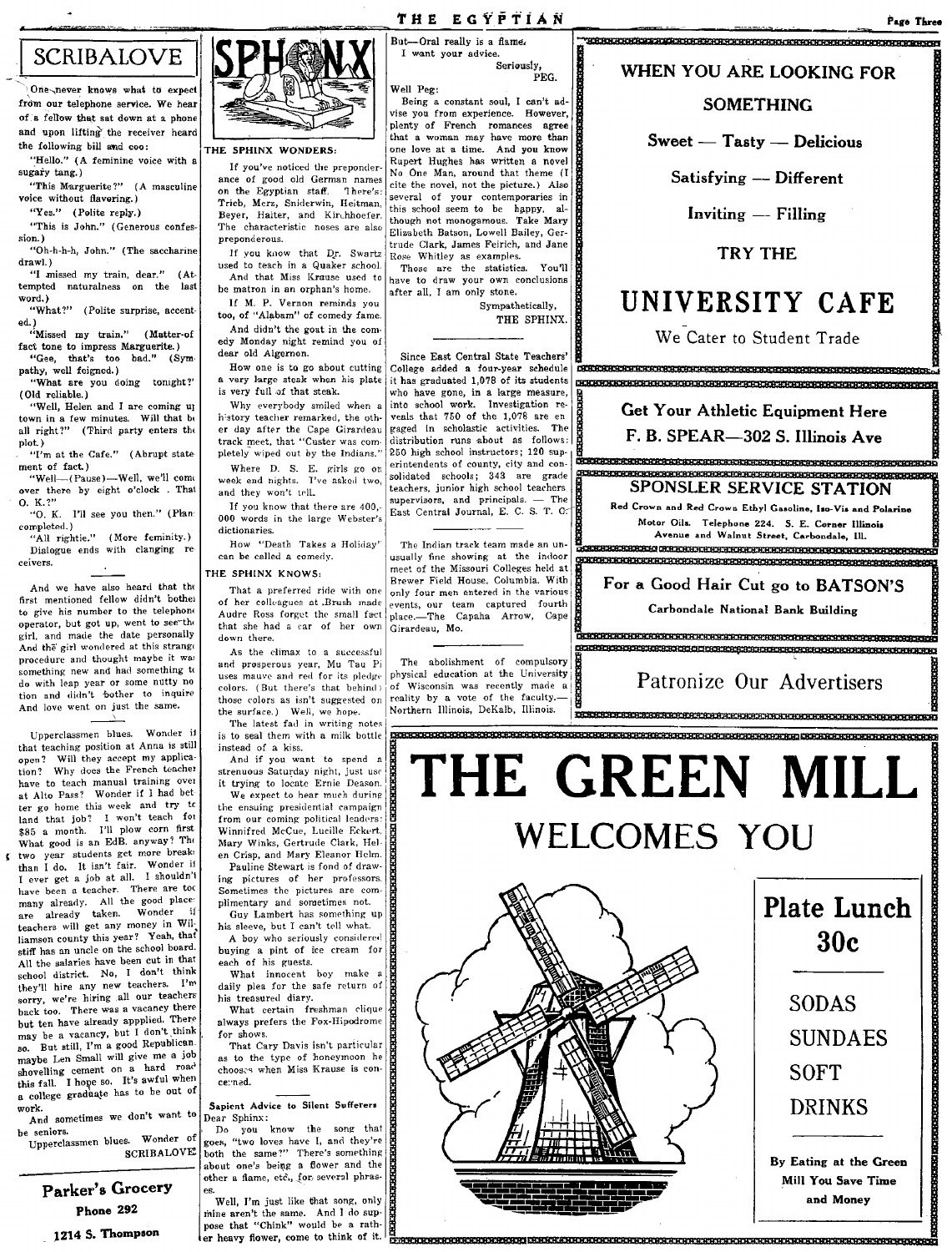# SCRIBALOVE

One never knows what to expect from our telephone service. We hear of a fellow that sat down at a phone and upon lifting the receiver heard the following bill and coo:

"Hello." (A feminine voice with a sugary tang.)

"This Marguerite?" (A masculine voice without flavering.)

"Yes." (Polite reply.)

"This is John." (Generous confession.)

"Oh-h-h-h, John." (The saccharine drawl.)

"I missed my train, dear." (Attempted naturalness on the last word.)

"What?" (Polite surprise, accented.)

"Missed my train." (Matter-of fact tone to impress Marguerite.)

"Gee, that's too bad." (Sympathy, well feigned.)

"What are you doing tonight?" (Old reliable.)

"Well, Helen and I are coming up town in a few minutes. Will that be all right?" (Third party enters the plot.)

"I'm at the Cafe." (Abrupt statement of fact.)

"Well—(Pause)—Well, we'll come over there by eight o'clock. That O. K.?"

"O. K. I'll see you then." (Plan completed.)

"All rightie." (More feminity.)

Dialogue ends with clanging receivers.

---

And we have also heard that the first mentioned fellow didn't bother to give his number to the telephone operator, but got up, went to see the girl, and made the date personally. And the girl wondered at this strange procedure and thought maybe it was something new and had something to do with leap year or some nutty notion and didn't bother to inquire. And love went on just the same.

---

Upperclassmen blues. Wonder if that teaching position at Anna is still open? Will they accept my application? Why does the French teacher have to teach manual training over at Alto Pass? Wonder if I had better go home this week and try to land that job? I won't teach for $85 a month. I'll plow corn first. What good is an EdB. anyway? The two year students get more breaks than I do. It isn't fair. Wonder if I ever get a job at all. I shouldn't have been a teacher. There are too many already. All the good places are already taken. Wonder if teachers will get any money in Williamson county this year? Yeah, that stiff has an uncle on the school board. All the salaries have been cut in that school district. No, I don't think they'll hire any new teachers. I'm sorry, we're hiring all our teachers back too. There was a vacancy there but ten have already appplied. There may be a vacancy, but I don't think so. But still, I'm a good Republican, maybe Len Small will give me a job shovelling cement on a hard road this fall. I hope so. It's awful when a college graduate has to be out of work.

And sometimes we don't want to be seniors.

Upperclassmen blues. Wonder of

SCRIBALOVE

---

**Parker's Grocery**
**Phone 292**
**1214 S. Thompson**

---

# SPHINX

## THE SPHINX WONDERS:

If you've noticed the preponderance of good old German names on the Egyptian staff. There's: Trieb, Merz, Sniderwin, Heitman, Beyer, Halter, and Kirchhoefer. The characteristic noses are also preponderous.

If you know that Dr. Swartz used to teach in a Quaker school.

And that Miss Krause used to be matron in an orphan's home.

If M. P. Vernon reminds you too, of "Alabam" of comedy fame.

And didn't the goat in the comedy Monday night remind you of dear old Algernon.

How one is to go about cutting a very large steak when his plate is very full of that steak.

Why everybody smiled when a history teacher remarked, the other day after the Cape Girardeau track meet, that "Custer was completely wiped out by the Indians."

Where D. S. E. girls go on week end nights. I've asked two, and they won't tell.

If you know that there are 400,000 words in the large Webster's dictionaries.

How "Death Takes a Holiday" can be called a comedy.

## THE SPHINX KNOWS:

That a preferred ride with one of her colleagues at Brush made Audre Ross forget the small fact that she had a car of her own down there.

As the climax to a successful and prosperous year, Mu Tau Pi uses mauve and red for its pledge colors. (But there's that behind those colors as isn't suggested on the surface.) Well, we hope.

The latest fad in writing notes is to seal them with a milk bottle instead of a kiss.

And if you want to spend a strenuous Saturday night, just use it trying to locate Ernie Deason.

We expect to hear much during the ensuing presidential campaign from our coming political leaders: Winnifred McCue, Lucille Eckert, Mary Winks, Gertrude Clark, Helen Crisp, and Mary Eleanor Helm.

Pauline Stewart is fond of drawing pictures of her professors. Sometimes the pictures are complimentary and sometimes not.

Guy Lambert has something up his sleeve, but I can't tell what.

A boy who seriously considered buying a pint of ice cream for each of his guests.

What innocent boy make a daily plea for the safe return of his treasured diary.

What certain freshman clique always prefers the Fox-Hipodrome for shows.

That Cary Davis isn't particular as to the type of honeymoon he chooses when Miss Krause is concerned.

---

### Sapient Advice to Silent Sufferers

Dear Sphinx:

Do you know the song that goes, "two loves have I, and they're both the same?" There's something about one's being a flower and the other a flame, etc., for several phrases.

Well, I'm just like that song, only mine aren't the same. And I do suppose that "Chink" would be a rather heavy flower, come to think of it. But—Oral really is a flame.

I want your advice.

Seriously,
PEG.

Well Peg:

Being a constant soul, I can't advise you from experience. However, plenty of French romances agree that a woman may have more than one love at a time. And you know Rupert Hughes has written a novel No One Man, around that theme (I cite the novel, not the picture.) Also several of your contemporaries in this school seem to be happy, although not monogamous. Take Mary Elizabeth Batson, Lowell Bailey, Gertrude Clark, James Feirich, and Jane Rose Whitley as examples.

Those are the statistics. You'll have to draw your own conclusions after all, I am only stone.

Sympathetically,
THE SPHINX.

---

Since East Central State Teachers' College added a four-year schedule it has graduated 1,078 of its students who have gone, in a large measure, into school work. Investigation reveals that 750 of the 1,078 are engaged in scholastic activities. The distribution runs about as follows: 250 high school instructors; 120 superintendents of county, city and consolidated schools; 343 are grade teachers, junior high school teachers supervisors, and principals. — The East Central Journal, E. C. S. T. C.

---

The Indian track team made an unusually fine showing at the indoor meet of the Missouri Colleges held at Brewer Field House, Columbia. With only four men entered in the various events, our team captured fourth place.—The Capaha Arrow, Cape Girardeau, Mo.

---

The abolishment of compulsory physical education at the University of Wisconsin was recently made a reality by a vote of the faculty.—Northern Illinois, DeKalb, Illinois.

---

**WHEN YOU ARE LOOKING FOR SOMETHING**

**Sweet — Tasty — Delicious**

**Satisfying — Different**

**Inviting — Filling**

**TRY THE**

# UNIVERSITY CAFE

We Cater to Student Trade

---

**Get Your Athletic Equipment Here**
**F. B. SPEAR—302 S. Illinois Ave**

---

**SPONSLER SERVICE STATION**

Red Crown and Red Crown Ethyl Gasoline, Iso-Vis and Polarine Motor Oils. Telephone 224. S. E. Corner Illinois Avenue and Walnut Street, Carbondale, Ill.

---

**For a Good Hair Cut go to BATSON'S**
Carbondale National Bank Building

---

Patronize Our Advertisers

---

# THE GREEN MILL
## WELCOMES YOU

**Plate Lunch 30c**

SODAS
SUNDAES
SOFT
DRINKS

By Eating at the Green Mill You Save Time and Money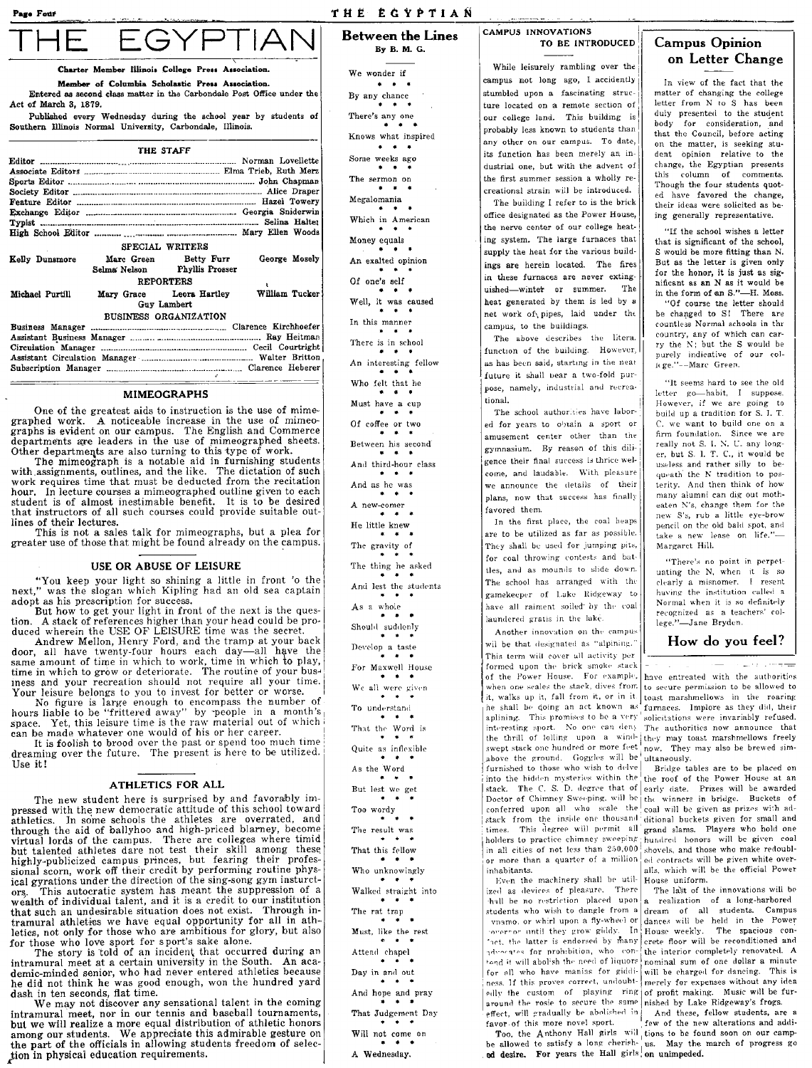# THE EGYPTIAN

**Charter Member Illinois College Press Association.**

**Member of Columbia Scholastic Press Association.**

Entered as second class matter in the Carbondale Post Office under the Act of March 3, 1879.

Published every Wednesday during the school year by students of Southern Illinois Normal University, Carbondale, Illinois.

### THE STAFF

Editor ..... Norman Lovellette
Associate Editors ..... Elma Trieb, Ruth Merz
Sports Editor ..... John Chapman
Society Editor ..... Alice Draper
Feature Editor ..... Hazel Towery
Exchange Editor ..... Georgia Sniderwin
Typist ..... Selina Halter
High School Editor ..... Mary Ellen Woods

**SPECIAL WRITERS**

Kelly Dunsmore, Marc Green, Betty Furr, George Mosely, Selma Nelson, Phyllis Prosser

**REPORTERS**

Michael Purtill, Mary Grace, Leora Hartley, William Tucker, Guy Lambert

**BUSINESS ORGANIZATION**

Business Manager ..... Clarence Kirchhoefer
Assistant Business Manager ..... Ray Heitman
Circulation Manager ..... Cecil Courtright
Assistant Circulation Manager ..... Walter Britton
Subscription Manager ..... Clarence Heberer

## MIMEOGRAPHS

One of the greatest aids to instruction is the use of mimeographed work. A noticeable increase in the use of mimeographs is evident on our campus. The English and Commerce departments are leaders in the use of mimeographed sheets. Other departments are also turning to this type of work.

The mimeograph is a notable aid in furnishing students with assignments, outlines, and the like. The dictation of such work requires time that must be deducted from the recitation hour. In lecture courses a mimeographed outline given to each student is of almost inestimable benefit. It is to be desired that instructors of all such courses could provide suitable outlines of their lectures.

This is not a sales talk for mimeographs, but a plea for greater use of those that might be found already on the campus.

## USE OR ABUSE OF LEISURE

"You keep your light so shining a little in front 'o the next," was the slogan which Kipling had an old sea captain adopt as his prescription for success.

But how to get your light in front of the next is the question. A stack of references higher than your head could be produced wherein the USE OF LEISURE time was the secret.

Andrew Mellon, Henry Ford, and the tramp at your back door, all have twenty-four hours each day—all have the same amount of time in which to work, time in which to play, time in which to grow or deteriorate. The routine of your business and your recreation should not require all your time. Your leisure belongs to you to invest for better or worse.

No figure is large enough to encompass the number of hours liable to be "frittered away" by people in a month's space. Yet, this leisure time is the raw material out of which can be made whatever one would of his or her career.

It is foolish to brood over the past or spend too much time dreaming over the future. The present is here to be utilized. Use it!

## ATHLETICS FOR ALL

The new student here is surprised by and favorably impressed with the new democratic attitude of this school toward athletics. In some schools the athletes are overrated, and through the aid of ballyhoo and high-priced blarney, become virtual lords of the campus. There are colleges where timid but talented athletes dare not test their skill among these highly-publicized campus princes, but fearing their professional scorn, work off their credit by performing routine physical gyrations under the direction of the sing-song gym instructors. This autocratic system has meant the suppression of a wealth of individual talent, and it is a credit to our institution that such an undesirable situation does not exist. Through intramural athletics we have equal opportunity for all in athletics, not only for those who are ambitious for glory, but also for those who love sport for sport's sake alone.

The story is told of an incident that occurred during an intramural meet at a certain university in the South. An academic-minded senior, who had never entered athletics because he did not think he was good enough, won the hundred yard dash in ten seconds, flat time.

We may not discover any sensational talent in the coming intramural meet, nor in our tennis and baseball tournaments, but we will realize a more equal distribution of athletic honors among our students. We appreciate this admirable gesture on the part of the officials in allowing students freedom of selection in physical education requirements.

## Between the Lines
By B. M. G.

We wonder if
\* \* \*
By any chance
\* \* \*
There's any one
\* \* \*
Knows what inspired
\* \* \*
Some weeks ago
\* \* \*
The sermon on
\* \* \*
Megalomania
\* \* \*
Which in American
\* \* \*
Money equals
\* \* \*
An exalted opinion
\* \* \*
Of one's self
\* \* \*
Well, it was caused
\* \* \*
In this manner
\* \* \*
There is in school
\* \* \*
An interesting fellow
\* \* \*
Who felt that he
\* \* \*
Must have a cup
\* \* \*
Of coffee or two
\* \* \*
Between his second
\* \* \*
And third-hour class
\* \* \*
And as he was
\* \* \*
A new-comer
\* \* \*
He little knew
\* \* \*
The gravity of
\* \* \*
The thing he asked
\* \* \*
And lest the students
\* \* \*
As a whole
\* \* \*
Should suddenly
\* \* \*
Develop a taste
\* \* \*
For Maxwell House
\* \* \*
We all were given
\* \* \*
To understand
\* \* \*
That the Word is
\* \* \*
Quite as inflexible
\* \* \*
As the Word
\* \* \*
But lest we get
\* \* \*
Too wordy
\* \* \*
The result was
\* \* \*
That this fellow
\* \* \*
Who unknowingly
\* \* \*
Walked straight into
\* \* \*
The rat trap
\* \* \*
Must, like the rest
\* \* \*
Attend chapel
\* \* \*
Day in and out
\* \* \*
And hope and pray
\* \* \*
That Judgement Day
\* \* \*
Will not come on
\* \* \*
A Wednesday.

## CAMPUS INNOVATIONS TO BE INTRODUCED

While leisurely rambling over the campus not long ago, I accidently stumbled upon a fascinating structure located on a remote section of our college land. This building is probably less known to students than any other on our campus. To date, its function has been merely an industrial one, but with the advent of the first summer session a wholly recreational strain will be introduced.

The building I refer to is the brick office designated as the Power House, the nerve center of our college heating system. The large furnaces that supply the heat for the various buildings are herein located. The fires in these furnaces are never extinguished—winter or summer. The heat generated by them is led by a net work of pipes, laid under the campus, to the buildings.

The above describes the literal function of the building. However, as has been said, starting in the near future it shall bear a two-fold purpose, namely, industrial and recreational.

The school authorities have labored for years to obtain a sport or amusement center other than the gymnasium. By reason of this diligence their final success is thrice welcome, and laudable. With pleasure we announce the details of their plans, now that success has finally favored them.

In the first place, the coal heaps are to be utilized as far as possible. They shall be used for jumping pits, for coal throwing contests and battles, and as mounds to slide down. The school has arranged with the gamekeeper of Lake Ridgeway to have all raiment soiled by the coal laundered gratis in the lake.

Another innovation on the campus will be that designated as "alpining." This term will cover all activity performed upon the brick smoke stack of the Power House. For example, when one scales the stack, dives from it, walks up it, fall from it, or in it he shall be doing an act known as alpining. This promises to be a very interesting sport. No one can deny the thrill of lolling upon a wind-swept stack one hundred or more feet above the ground. Goggles will be furnished to those who wish to delve into the hidden mysteries within the stack. The C. S. D. degree that of Doctor of Chimney Sweeping, will be conferred upon all who scale the stack from the inside one thousand times. This degree will permit all holders to practice chimney sweeping in all cities of not less than 250,000 or more than a quarter of a million inhabitants.

Even the machinery shall be utilized as devices of pleasure. There shall be no restriction placed upon students who wish to dangle from a dynamo, or whirl upon a fly-wheel or governor until they grow giddy. In fact, the latter is endorsed by many advocates for prohibition, who contend it will abolish the need of liquors for all who have manias for giddiness. If this proves correct, undoubtedly the custom of playing ring around the rosie to secure the same effect, will gradually be abolished in favor of this more novel sport.

Too, the Anthony Hall girls will be allowed to satisfy a long cherished desire. For years the Hall girls have entreated with the authorities to secure permission to be allowed to toast marshmellows in the roaring furnaces. Implore as they did, their solicitations were invariably refused. The authorities now announce that they may toast marshmellows freely now. They may also be brewed simultaneously.

Bridge tables are to be placed on the roof of the Power House at an early date. Prizes will be awarded the winners in bridge. Buckets of coal will be given as prizes with additional buckets given for small and grand slams. Players who hold one hundred honors will be given coal shovels, and those who make redoubled contracts will be given white overalls, which will be the official Power House uniform.

The last of the innovations will be a realization of a long-harbored dream of all students. Campus dances will be held in the Power House weekly. The spacious concrete floor will be reconditioned and the interior completely renovated. A nominal sum of one dollar a minute will be charged for dancing. This is merely for expenses without any idea of profit making. Music will be furnished by Lake Ridgeway's frogs.

And these, fellow students, are a few of the new alterations and additions to be found soon on our campus. May the march of progress go on unimpeded.

## Campus Opinion on Letter Change

In view of the fact that the matter of changing the college letter from N to S has been duly presented to the student body for consideration, and that the Council, before acting on the matter, is seeking student opinion relative to the change, the Egyptian presents this column of comments. Though the four students quoted have favored the change, their ideas were solicited as being generally representative.

"If the school wishes a letter that is significant of the school, S would be more fitting than N. But as the letter is given only for the honor, it is just as significant as an N as it would be in the form of an S."—H. Moss.

"Of course the letter should be changed to S! There are countless Normal schools in the country, any of which can carry the N; but the S would be purely indicative of our college."—Marc Green.

"It seems hard to see the old letter go—habit, I suppose. However, if we are going to build up a tradition for S. I. T. C. we want to build one on a firm foundation. Since we are really not S. I. N. U. any longer, but S. I. T. C., it would be useless and rather silly to bequeath the N tradition to posterity. And then think of how many alumni can dig out moth-eaten N's, change them for the new S's, rub a little eye-brow pencil on the old bald spot, and take a new lease on life."—Margaret Hill.

"There's no point in perpetuating the N, when it is so clearly a misnomer. I resent having the institution called a Normal when it is so definitely recognized as a teachers' college."—Jane Bryden.

### How do you feel?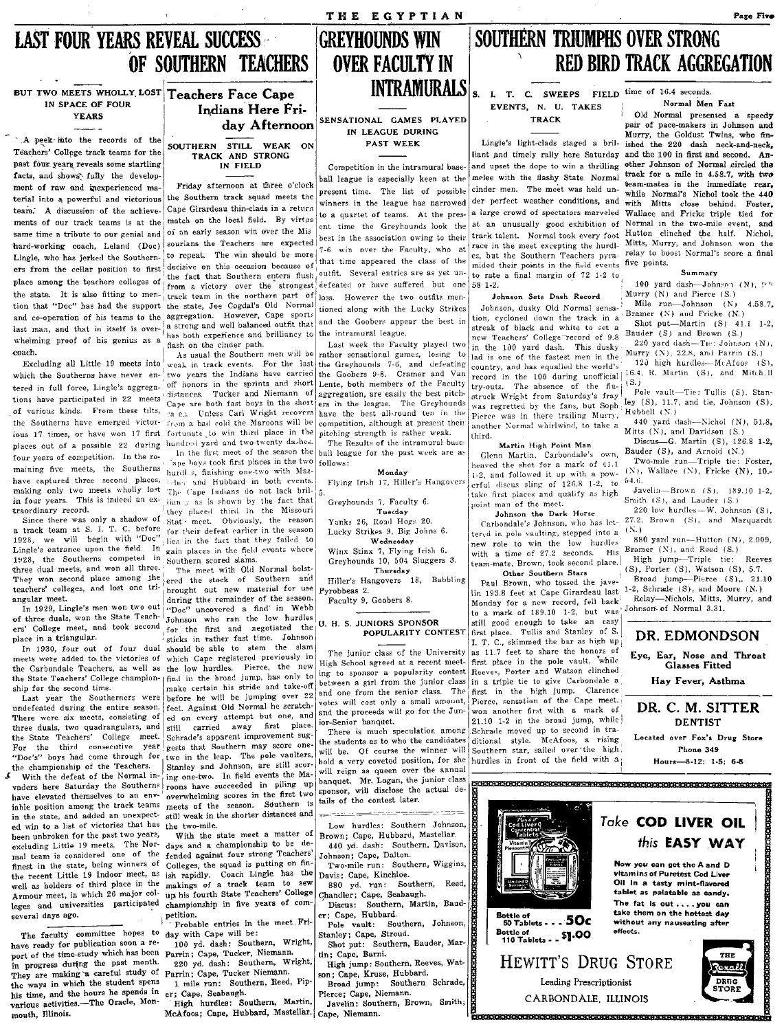# LAST FOUR YEARS REVEAL SUCCESS OF SOUTHERN TEACHERS

### BUT TWO MEETS WHOLLY LOST IN SPACE OF FOUR YEARS

A peek into the records of the Teachers' College track teams for the past four years reveals some startling facts, and shows fully the development of raw and inexperienced material into a powerful and victorious team. A discussion of the achievements of our track teams is at the same time a tribute to our genial and hard-working coach, Leland (Doc) Lingle, who has jerked the Southerners from the cellar position to first place among the teachers colleges of the state. It is also fitting to mention that "Doc" has had the support and co-operation of his teams to the last man, and that in itself is overwhelming proof of his genius as a coach.

Excluding all Little 19 meets into which the Southerns have never entered in full force, Lingle's aggregations have participated in 22 meets of various kinds. From these tilts, the Southerns have emerged victorious 17 times, or have won 17 first places out of a possible 22 during four years of competition. In the remaining five meets, the Southerns have captured three second places, making only two meets wholly lost in four years. This is indeed an extraordinary record.

Since there was only a shadow of a track team at S. I. T. C. before 1928, we will begin with "Doc" Lingle's entrance upon the field. In 1928, the Southerns competed in three dual meets, and won all three. They won second place among the teachers' colleges, and lost one triangular meet.

In 1929, Lingle's men won two out of three duals, won the State Teachers' College meet, and took second place in a triangular.

In 1930, four out of four dual meets were added to the victories of the Carbondale Teachers, as well as the State Teachers' College championship for the second time.

Last year the Southerners were undefeated during the entire season. There were six meets, consisting of three duals, two quadrangulars, and the State Teachers' College meet. For the third consecutive year "Doc's" boys had come through for the championship of the Teachers.

With the defeat of the Normal invaders here Saturday the Southerns have elevated themselves to an enviable position among the track teams in the state, and added an unexpected win to a list of victories that has been unbroken for the past two years, excluding Little 19 meets. The Normal team is considered one of the finest in the state, being winners of the recent Little 19 Indoor meet, as well as holders of third place in the Armour meet, in which 26 major colleges and universities participated several days ago.

---

The faculty committee hopes to have ready for publication soon a report of the time-study which has been in progress during the past month. They are making a careful study of the ways in which the student spends his time, and the hours he spends in various activities.—The Oracle, Monmouth, Illinois.

# Teachers Face Cape Indians Here Friday Afternoon

### SOUTHERN STILL WEAK ON TRACK AND STRONG IN FIELD

Friday afternoon at three o'clock the Southern track squad meets the Cape Girardeau thin-clads in a return match on the local field. By virtue of an early season win over the Missourians the Teachers are expected to repeat. The win should be more decisive on this occasion because of the fact that Southern enters flush from a victory over the strongest track team in the northern part of the state, Joe Cogdal's Old Normal aggregation. However, Cape sports a strong and well balanced outfit that has both experience and brilliancy to flash on the cinder path.

As usual the Southern men will be weak in track events. For the last two years the Indians have carried off honors in the sprints and short distances. Tucker and Niemann of Cape are both fast boys in the short ra e... Unless Carl Wright recovers from a bad cold the Maroons will be fortunate to win third place in the hundred yard and two-twenty dashes.

In the first meet of the season the Cape boys took first places in the two hurdles, finishing one-two with Mas... and Hubbard in both events. The Cape Indians do not lack brilliance, as is shown by the fact that they placed third in the Missouri State meet. Obviously, the reason for their defeat earlier in the season lies in the fact that they failed to gain places in the field events where Southern scored slams.

The meet with Old Normal bolstered the stock of Southern and brought out new material for use during the remainder of the season. "Doc" uncovered a 'find' in Webb Johnson who ran the low hurdles for the first and negotiated the sticks in rather fast time. Johnson should be able to stem the slam which Cape registered previously in the low hurdles. Pierce, the new find in the broad jump, has only to make certain his stride and take-off before he will be jumping over 22 feet. Against Old Normal he scratched on every attempt but one, and still carried away first place. Schrade's apparent improvement suggests that Southern may score one-two in the leap. The pole vaulters, Stanley and Johnson, are still scoring one-two. In field events the Maroons have succeeded in piling up overwhelming scores in the first two meets of the season. Southern is still weak in the shorter distances and the two-mile.

With the state meet a matter of days and a championship to be defended against four strong Teachers' Colleges, the squad is putting on finish rapidly. Coach Lingle has the makings of a track team to sew up his fourth State Teachers' College championship in five years of competition.

Probable entries in the meet Friday with Cape will be:

100 yd. dash: Southern, Wright, Parrin; Cape, Tucker, Niemann.
220 yd. dash: Southern, Wright, Parrin; Cape, Tucker Niemann.
1 mile run: Southern, Reed, Piper; Cape, Seabaugh.
High hurdles: Southern, Martin, McAfoos; Cape, Hubbard, Mastellar.
Low hurdles: Southern Johnson, Brown; Cape, Hubbard, Mastellar.
440 yd. dash: Southern, Davison, Johnson; Cape, Dalton.
Two-mile run: Southern, Wiggins, Davis; Cape, Kinchloe.
880 yd. run: Southern, Reed, Chandler; Cape, Seabaugh.
Discus: Southern, Martin, Bauder; Cape, Hubbard.
Pole vault: Southern, Johnson, Stanley; Cape, Stroud.
Shot put: Southern, Bauder, Martin; Cape, Barni.
High jump: Southern, Reeves, Watson; Cape, Kruse, Hubbard.
Broad jump: Southern Schrade, Pierce; Cape, Niemann.
Javelin: Southern, Brown, Smith; Cape, Niemann.

# GREYHOUNDS WIN OVER FACULTY IN INTRAMURALS

### SENSATIONAL GAMES PLAYED IN LEAGUE DURING PAST WEEK

Competition in the intramural baseball league is especially keen at the present time. The list of possible winners in the league has narrowed to a quartet of teams. At the present time the Greyhounds look the best in the association owing to their 7-6 win over the Faculty, who at that time appeared the class of the outfit. Several entries are as yet undefeated or have suffered but one loss. However the two outfits mentioned along with the Lucky Strikes and the Goobers appear the best in the intramural league.

Last week the Faculty played two rather sensational games, losing to the Greyhounds 7-6, and defeating the Goobers 9-8. Cramer and Van Lente, both members of the Faculty aggregation, are easily the best pitchers in the league. The Greyhounds have the best all-round ten in the competition, although at present their pitching strength is rather weak.

The Results of the intramural baseball league for the past week are as follows:

**Monday**

Flying Irish 17, Hiller's Hangovers 5.
Greyhounds 7, Faculty 6.

**Tuesday**

Yanks 26, Road Hogs 20.
Lucky Strikes 9, Big Johns 6.

**Wednesday**

Winx Stinx 7, Flying Irish 6.
Greyhounds 10, 504 Sluggers 3.

**Thursday**

Hiller's Hangovers 18, Babbling Pyrobbeas 2.
Faculty 9, Goobers 8.

## U. H. S. JUNIORS SPONSOR POPULARITY CONTEST

The junior class of the University High School agreed at a recent meeting to sponsor a popularity contest between a girl from the junior class and one from the senior class. The votes will cost only a small amount, and the proceeds will go for the Junior-Senior banquet.

There is much speculation among the students as to who the candidates will be. Of course the winner will hold a very coveted position, for she will reign as queen over the annual banquet. Mr. Logan, the junior class sponsor, will disclose the actual details of the contest later.

# SOUTHERN TRIUMPHS OVER STRONG RED BIRD TRACK AGGREGATION

### S. I. T. C. SWEEPS FIELD EVENTS, N. U. TAKES TRACK

Lingle's light-clads staged a brilliant and timely rally here Saturday and upset the dope to win a thrilling melee with the flashy State Normal cinder men. The meet was held under perfect weather conditions, and a large crowd of spectators marveled at an unusually good exhibition of track talent. Normal took every foot race in the meet excepting the hurdles, but the Southern Teachers pyramided their points in the field events to rate a final margin of 72 1-2 to 58 1-2.

**Johnson Sets Dash Record**

Johnson, dusky Old Normal sensation, cycloned down the track in a streak of black and white to set a new Teachers' College record of 9.8 in the 100 yard dash. This dusky lad is one of the fastest men in the country, and has equalled the world's record in the 100 during unofficial try-outs. The absence of the flu-struck Wright from Saturday's fray was regretted by the fans, but Soph Pierce was in there trailing Murry, another Normal whirlwind, to take a third.

**Martin High Point Man**

Glenn Martin, Carbondale's own, heaved the shot for a mark of 41.1 1-2, and followed it up with a powerful discus sling of 126.8 1-2, to take first places and qualify as high point man of the meet.

**Johnson the Dark Horse**

Carbondale's Johnson, who has lettered in pole vaulting, stepped into a new role to win the low hurdles with a time of 27.2 seconds. His team-mate, Brown, took second place.

**Other Southern Stars**

Paul Brown, who tossed the javelin 193.8 feet at Cape Girardeau last Monday for a new record, fell back to a mark of 189.10 1-2, but was still good enough to take an easy first place. Tullis and Stanley of S. I. T. C., skimmed the bar as high up as 11.7 feet to share the honors of first place in the pole vault, while Reeves, Porter and Watson clinched in a triple tie to give Carbondale a first in the high jump. Clarence Pierce, sensation of the Cape meet, won another first with a mark of 21.10 1-2 in the broad jump, while Schrade moved up to second in traditional style. McAfoos, a rising Southern star, sailed over the high hurdles in front of the field with a time of 16.4 seconds.

**Normal Men Fast**

Old Normal presented a speedy pair of pace-makers in Johnson and Murry, the Goldust Twins, who finished the 220 dash neck-and-neck, and the 100 in first and second. Another Johnson of Normal circled the track for a mile in 4.58.7, with two team-mates in the immediate rear, while Normal's Nichol took the 440 with Mitts close behind. Foster, Wallace and Fricke triple tied for Normal in the two-mile event, and Hutton clinched the half. Nichol, Mitts, Murry, and Johnson won the relay to boost Normal's score a final five points.

**Summary**

100 yard dash—Johnson (N), 9.8 Murry (N) and Pierce (S.)
Mile run—Johnson (N) 4.58.7, Bramer (N) and Fricke (N.)
Shot put—Martin (S) 41.1 1-2, Bauder (S) and Brown (S.)
220 yard dash—Tie: Johnson (N), Murry (N), 22.8, and Parrin (S.)
120 high hurdles—McAfoos (S), 16.4, R. Martin (S), and Mitchell (S.)
Pole vault—Tie: Tullis (S), Stanley (S), 11.7, and tie, Johnson (S), Hubbell (N.)
440 yard dash—Nichol (N), 51.8, Mitts (N), and Davidson (S.)
Discus—G. Martin (S), 126.8 1-2, Bauder (S), and Arnold (N.)
Two-mile run—Triple tie: Foster, (N), Wallace (N), Fricke (N), 10.54.6.
Javelin—Brown (S), 189.10 1-2, Smith (S), and Lauder (S.)
220 low hurdles—W. Johnson (S), 27.2, Brown (S), and Marquardt (N.)
880 yard run—Hutton (N), 2.009, Bramer (N), and Reed (S.)
High jump—Triple tie: Reeves (S), Porter (S), Watson (S), 5.7.
Broad jump—Pierce (S), 21.10 1-2, Schrade (S), and Moore (N.)
Relay—Nichols, Mitts, Murry, and Johnson of Normal 3.31.

---

**DR. EDMONDSON**

**Eye, Ear, Nose and Throat**
**Glasses Fitted**

**Hay Fever, Asthma**

---

**DR. C. M. SITTER**

**DENTIST**

Located over Fox's Drug Store
Phone 349
Hours—8-12; 1-5; 6-8

---

*Take* **COD LIVER OIL** *this* **EASY WAY**

Now you can get the A and D vitamins of Puretest Cod Liver Oil in a tasty mint-flavored tablet as palatable as candy. The fat is out . . . you can take them on the hottest day without any nauseating after effects.

Bottle of 50 Tablets - - - 50c
Bottle of 110 Tablets - - $1.00

**HEWITT'S DRUG STORE**

Leading Prescriptionist

CARBONDALE, ILLINOIS

THE Rexall DRUG STORE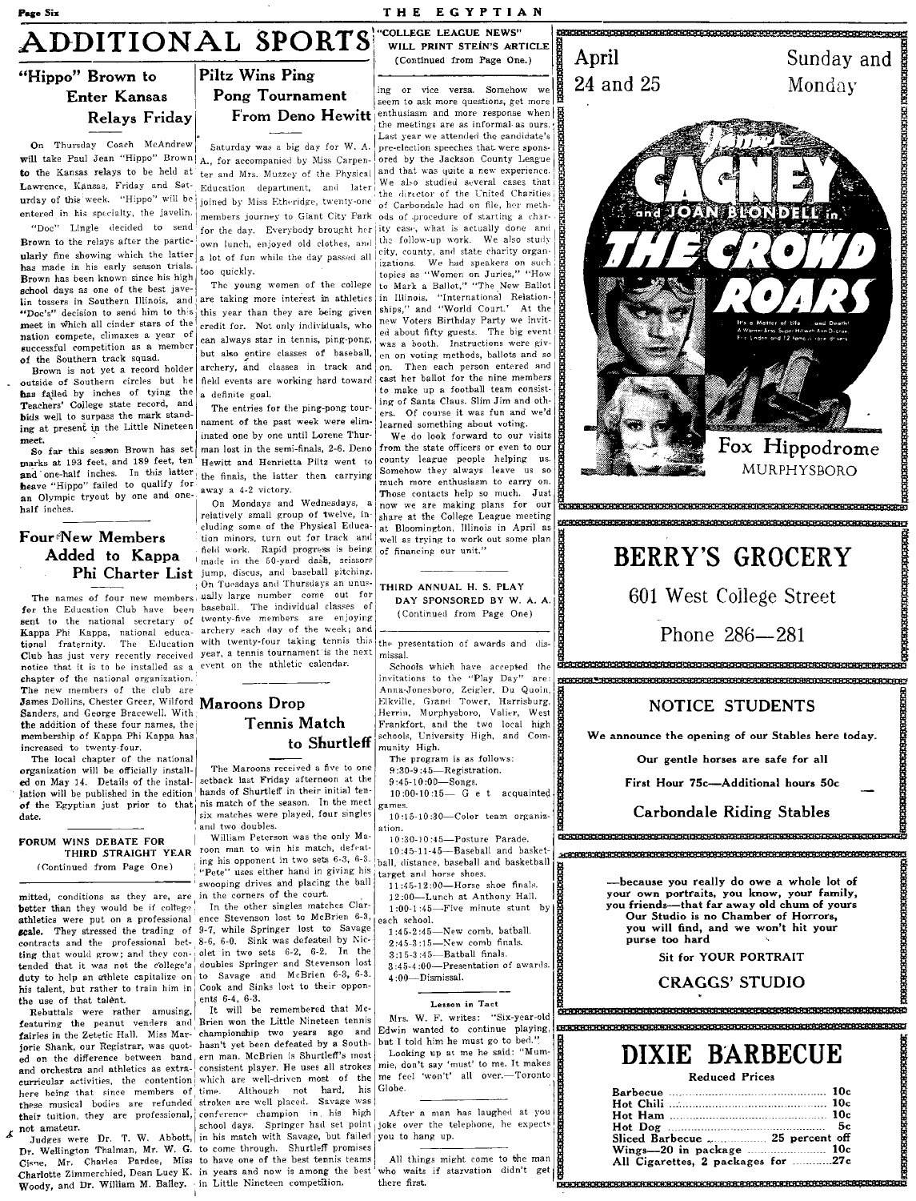# ADDITIONAL SPORTS

## "Hippo" Brown to Enter Kansas Relays Friday

On Thursday Coach McAndrew will take Paul Jean "Hippo" Brown to the Kansas relays to be held at Lawrence, Kansas, Friday and Saturday of this week. "Hippo" will be entered in his specialty, the javelin.

"Doc" Lingle decided to send Brown to the relays after the particularly fine showing which the latter has made in his early season trials. Brown has been known since his high school days as one of the best javelin tossers in Southern Illinois, and "Doc's" decision to send him to this meet in which all cinder stars of the nation compete, climaxes a year of successful competition as a member of the Southern track squad.

Brown is not yet a record holder outside of Southern circles but he has failed by inches of tying the Teachers' College state record, and bids well to surpass the mark standing at present in the Little Nineteen meet.

So far this season Brown has set marks at 193 feet, and 189 feet, ten and one-half inches. In this latter heave "Hippo" failed to qualify for an Olympic tryout by one and one-half inches.

## Four New Members Added to Kappa Phi Charter List

The names of four new members for the Education Club have been sent to the national secretary of Kappa Phi Kappa, national educational fraternity. The Education Club has just very recently received notice that it is to be installed as a chapter of the national organization. The new members of the club are James Dollins, Chester Greer, Wilford Sanders, and George Bracewell. With the addition of these four names, the membership of Kappa Phi Kappa has increased to twenty-four.

The local chapter of the national organization will be officially installed on May 14. Details of the installation will be published in the edition of the Egyptian just prior to that date.

## FORUM WINS DEBATE FOR THIRD STRAIGHT YEAR

(Continued from Page One)

mitted, conditions as they are, are better than they would be if college athletics were put on a professional scale. They stressed the trading of contracts and the professional betting that would grow; and they contended that it was not the college's duty to help an athlete capitalize on his talent, but rather to train him in the use of that talent.

Rebuttals were rather amusing, featuring the peanut venders and fairies in the Zetetic Hall. Miss Marjorie Shank, our Registrar, was quoted on the difference between band and orchestra and athletics as extra-curricular activities, the contention here being that since members of these musical bodies are refunded their tuition, they are professional, not amateur.

Judges were Dr. T. W. Abbott, Dr. Wellington Thalman, Mr. W. G. Cisne, Mr. Charles Pardee, Miss Charlotte Zimmerchied, Dean Lucy K. Woody, and Dr. William M. Bailey.

## Piltz Wins Ping Pong Tournament From Deno Hewitt

Saturday was a big day for W. A. A., for accompanied by Miss Carpenter and Mrs. Muzzey of the Physical Education department, and later joined by Miss Etheridge, twenty-one members journey to Giant City Park for the day. Everybody brought her own lunch, enjoyed old clothes, and a lot of fun while the day passed all too quickly.

The young women of the college are taking more interest in athletics this year than they are being given credit for. Not only individuals, who can always star in tennis, ping-pong, but also entire classes of baseball, archery, and classes in track and field events are working hard toward a definite goal.

The entries for the ping-pong tournament of the past week were eliminated one by one until Lorene Thurman lost in the semi-finals, 2-6. Deno Hewitt and Henrietta Piltz went to the finals, the latter then carrying away a 4-2 victory.

On Mondays and Wednesdays, a relatively small group of twelve, including some of the Physical Education minors, turn out for track and field work. Rapid progress is being made in the 50-yard dash, scissors jump, discus, and baseball pitching. On Tuesdays and Thursdays an unusually large number come out for baseball. The individual classes of twenty-five members are enjoying archery each day of the week; and with twenty-four taking tennis this year, a tennis tournament is the next event on the athletic calendar.

## Maroons Drop Tennis Match to Shurtleff

The Maroons received a five to one setback last Friday afternoon at the hands of Shurtleff in their initial tennis match of the season. In the meet six matches were played, four singles and two doubles.

William Peterson was the only Maroon man to win his match, defeating his opponent in two sets 6-3, 6-3. "Pete" uses either hand in giving his swooping drives and placing the ball in the corners of the court.

In the other singles matches Clarence Stevenson lost to McBrien 6-3, 9-7, while Springer lost to Savage 8-6, 6-0. Sink was defeated by Nicolet in two sets 6-2, 6-2. In the doubles Springer and Stevenson lost to Savage and McBrien 6-3, 6-3. Cook and Sinks lost to their opponents 6-4, 6-3.

It will be remembered that McBrien won the Little Nineteen tennis championship two years ago and hasn't yet been defeated by a Southern man. McBrien is Shurtleff's most consistent player. He uses all strokes which are well-driven most of the time. Although not hard, his strokes are well placed. Savage was conference champion in his high school days. Springer had set point in his match with Savage, but failed to come through. Shurtleff promises to have one of the best tennis teams in years and now is among the best in Little Nineteen competition.

## "COLLEGE LEAGUE NEWS" WILL PRINT STEIN'S ARTICLE

(Continued from Page One.)

ing or vice versa. Somehow we seem to ask more questions, get more enthusiasm and more response when the meetings are as informal as ours. Last year we attended the candidate's pre-election speeches that were sponsored by the Jackson County League and that was quite a new experience. We also studied several cases that the director of the United Charities of Carbondale had on file, her methods of procedure of starting a charity case, what is actually done and the follow-up work. We also study city, county, and state charity organizations. We had speakers on such topics as "Women on Juries," "How to Mark a Ballot," "The New Ballot in Illinois, "International Relationships," and "World Court." At the new Voters Birthday Party we invited about fifty guests. The big event was a booth. Instructions were given on voting methods, ballots and so on. Then each person entered and cast her ballot for the nine members to make up a football team consisting of Santa Claus, Slim Jim and others. Of course it was fun and we'd learned something about voting.

We do look forward to our visits from the state officers or even to our county league people helping us. Somehow they always leave us so much more enthusiasm to carry on. Those contacts help so much. Just now we are making plans for our share at the College League meeting at Bloomington, Illinois in April as well as trying to work out some plan of financing our unit."

## THIRD ANNUAL H. S. PLAY DAY SPONSORED BY W. A. A.

(Continued from Page One)

the presentation of awards and dismissal.

Schools which have accepted the invitations to the "Play Day" are: Anna-Jonesboro, Zeigler, Du Quoin, Elkville, Grand Tower, Harrisburg, Herrin, Murphysboro, Valier, West Frankfort, and the two local high schools, University High, and Community High.

The program is as follows:

9:30-9:45—Registration.

9:45-10:00—Songs.

10:00-10:15— Get acquainted games.

10:15-10:30—Color team organization.

10:30-10:45—Posture Parade.

10:45-11:45—Baseball and basketball, distance, baseball and basketball target and horse shoes.

11:45-12:00—Horse shoe finals.

12:00—Lunch at Anthony Hall.

1:00-1:45—Five minute stunt by each school.

1:45-2:45—New comb, batball.

2:45-3:15—New comb finals.

3:15-3:45—Batball finals.

3:45-4:00—Presentation of awards.

4:00—Dismissal.

### Lesson in Tact

Mrs. W. F. writes: "Six-year-old Edwin wanted to continue playing, but I told him he must go to bed."

Looking up at me he said: "Mummie, don't say 'must' to me. It makes me feel 'won't' all over.—Toronto Globe.

After a man has laughed at your joke over the telephone, he expects you to hang up.

All things might come to the man who waits if starvation didn't get there first.

---

April 24 and 25 — Sunday and Monday

James CAGNEY and JOAN BLONDELL in THE CROWD ROARS

Fox Hippodrome
MURPHYSBORO

---

**BERRY'S GROCERY**

601 West College Street

Phone 286—281

---

**NOTICE STUDENTS**

We announce the opening of our Stables here today.

Our gentle horses are safe for all

First Hour 75c—Additional hours 50c

**Carbondale Riding Stables**

---

—because you really do owe a whole lot of your own portraits, you know, your family, you friends—that far away old chum of yours. Our Studio is no Chamber of Horrors, you will find, and we won't hit your purse too hard

Sit for YOUR PORTRAIT

**CRAGGS' STUDIO**

---

**DIXIE BARBECUE**

Reduced Prices

| | |
|---|---|
| Barbecue | 10c |
| Hot Chili | 10c |
| Hot Ham | 10c |
| Hot Dog | 5c |
| Sliced Barbecue | 25 percent off |
| Wings—20 in package | 10c |
| All Cigarettes, 2 packages for | 27c |